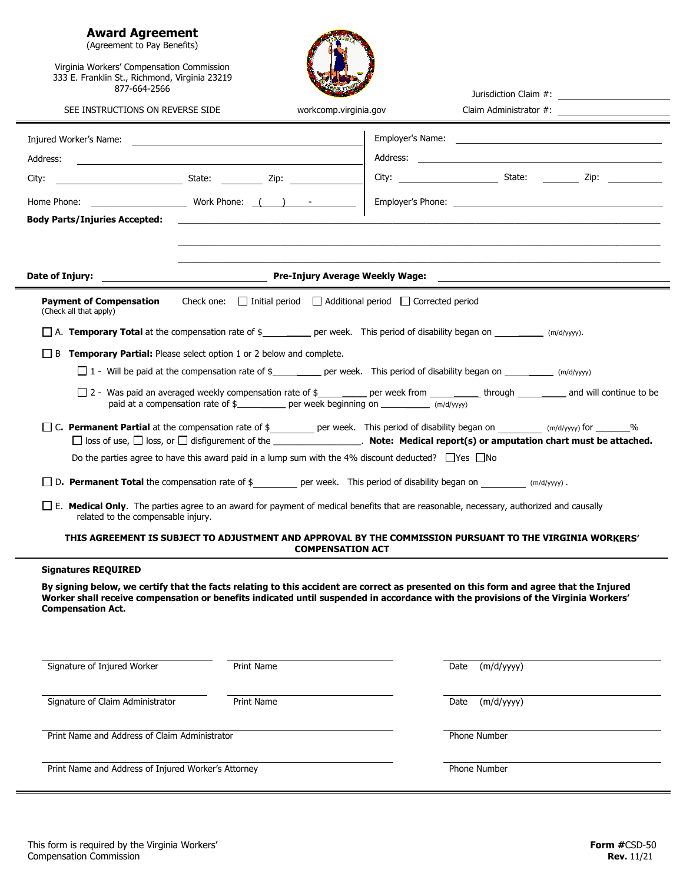# Award Agreement

(Agreement to Pay Benefits)

Virginia Workers' Compensation Commission
333 E. Franklin St., Richmond, Virginia 23219
877-664-2566

SEE INSTRUCTIONS ON REVERSE SIDE

workcomp.virginia.gov

Jurisdiction Claim #: ____________________

Claim Administrator #: ____________________

---

Injured Worker's Name: ______________________________

Address: ______________________________

City: ______________ State: ________ Zip: ____________

Home Phone: ______________ Work Phone: ( ) -

Employer's Name: ______________________________

Address: ______________________________

City: ______________ State: ________ Zip: ____________

Employer's Phone: ______________________________

**Body Parts/Injuries Accepted:** ______________________________

**Date of Injury:** ____________________ **Pre-Injury Average Weekly Wage:** ____________________

---

**Payment of Compensation** (Check all that apply)

Check one: ☐ Initial period ☐ Additional period ☐ Corrected period

☐ A. **Temporary Total** at the compensation rate of $__________ per week. This period of disability began on __________ (m/d/yyyy).

☐ B **Temporary Partial:** Please select option 1 or 2 below and complete.

☐ 1 - Will be paid at the compensation rate of $__________ per week. This period of disability began on __________ (m/d/yyyy)

☐ 2 - Was paid an averaged weekly compensation rate of $__________ per week from __________ through __________ and will continue to be paid at a compensation rate of $__________ per week beginning on __________ (m/d/yyyy)

☐ C. **Permanent Partial** at the compensation rate of $________ per week. This period of disability began on ________ (m/d/yyyy) for _______%
☐ loss of use, ☐ loss, or ☐ disfigurement of the ________________. **Note: Medical report(s) or amputation chart must be attached.**

Do the parties agree to have this award paid in a lump sum with the 4% discount deducted? ☐Yes ☐No

☐ D**. Permanent Total** the compensation rate of $________ per week. This period of disability began on ________ (m/d/yyyy) .

☐ E. **Medical Only**. The parties agree to an award for payment of medical benefits that are reasonable, necessary, authorized and causally related to the compensable injury.

**THIS AGREEMENT IS SUBJECT TO ADJUSTMENT AND APPROVAL BY THE COMMISSION PURSUANT TO THE VIRGINIA WORKERS' COMPENSATION ACT**

---

**Signatures REQUIRED**

**By signing below, we certify that the facts relating to this accident are correct as presented on this form and agree that the Injured Worker shall receive compensation or benefits indicated until suspended in accordance with the provisions of the Virginia Workers' Compensation Act.**

Signature of Injured Worker ____________ Print Name ____________ Date (m/d/yyyy) ____________

Signature of Claim Administrator ____________ Print Name ____________ Date (m/d/yyyy) ____________

Print Name and Address of Claim Administrator ____________ Phone Number ____________

Print Name and Address of Injured Worker's Attorney ____________ Phone Number ____________

This form is required by the Virginia Workers' Compensation Commission

**Form #**CSD-50
**Rev.** 11/21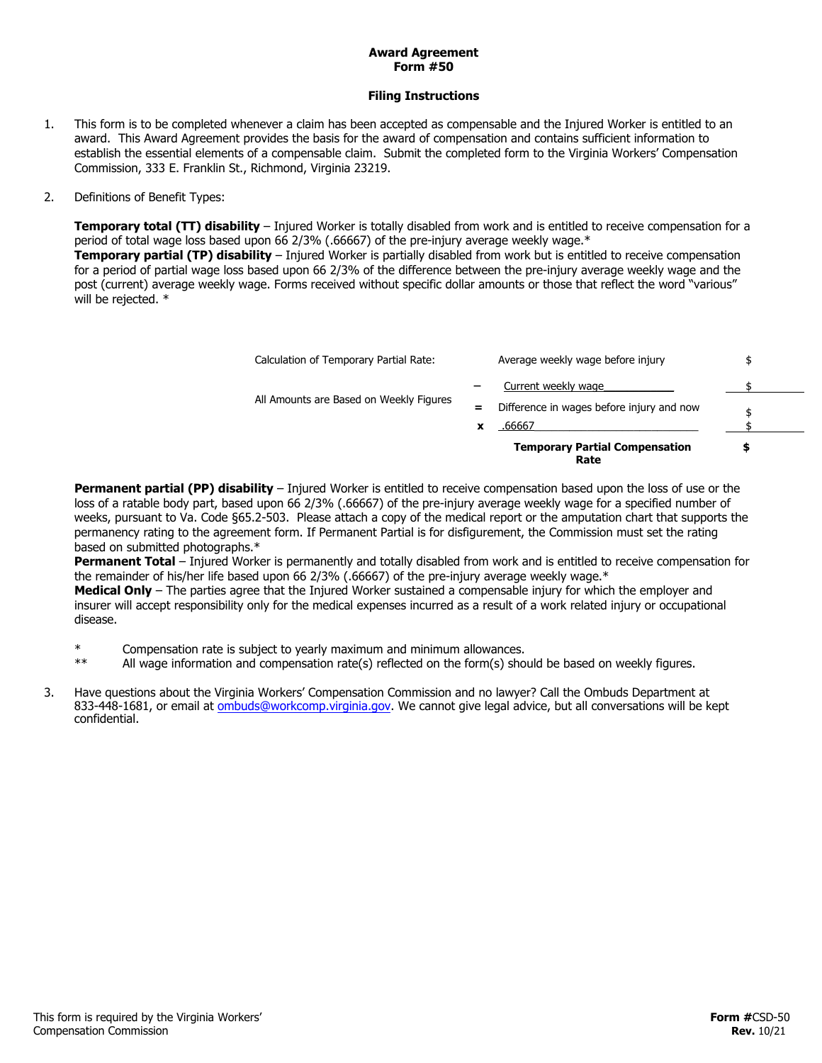# Award Agreement
## Form #50

### Filing Instructions

1. This form is to be completed whenever a claim has been accepted as compensable and the Injured Worker is entitled to an award. This Award Agreement provides the basis for the award of compensation and contains sufficient information to establish the essential elements of a compensable claim. Submit the completed form to the Virginia Workers' Compensation Commission, 333 E. Franklin St., Richmond, Virginia 23219.

2. Definitions of Benefit Types:

   **Temporary total (TT) disability** – Injured Worker is totally disabled from work and is entitled to receive compensation for a period of total wage loss based upon 66 2/3% (.66667) of the pre-injury average weekly wage.*
   **Temporary partial (TP) disability** – Injured Worker is partially disabled from work but is entitled to receive compensation for a period of partial wage loss based upon 66 2/3% of the difference between the pre-injury average weekly wage and the post (current) average weekly wage. Forms received without specific dollar amounts or those that reflect the word "various" will be rejected. *

| | | | |
|---|---|---|---|
| Calculation of Temporary Partial Rate: | | Average weekly wage before injury | $ |
| All Amounts are Based on Weekly Figures | – | Current weekly wage____________ | $ |
| | = | Difference in wages before injury and now | $ |
| | x | .66667 | $ |
| | | **Temporary Partial Compensation Rate** | **$** |

   **Permanent partial (PP) disability** – Injured Worker is entitled to receive compensation based upon the loss of use or the loss of a ratable body part, based upon 66 2/3% (.66667) of the pre-injury average weekly wage for a specified number of weeks, pursuant to Va. Code §65.2-503. Please attach a copy of the medical report or the amputation chart that supports the permanency rating to the agreement form. If Permanent Partial is for disfigurement, the Commission must set the rating based on submitted photographs.*
   **Permanent Total** – Injured Worker is permanently and totally disabled from work and is entitled to receive compensation for the remainder of his/her life based upon 66 2/3% (.66667) of the pre-injury average weekly wage.*
   **Medical Only** – The parties agree that the Injured Worker sustained a compensable injury for which the employer and insurer will accept responsibility only for the medical expenses incurred as a result of a work related injury or occupational disease.

   \* Compensation rate is subject to yearly maximum and minimum allowances.
   \** All wage information and compensation rate(s) reflected on the form(s) should be based on weekly figures.

3. Have questions about the Virginia Workers' Compensation Commission and no lawyer? Call the Ombuds Department at 833-448-1681, or email at ombuds@workcomp.virginia.gov. We cannot give legal advice, but all conversations will be kept confidential.

This form is required by the Virginia Workers' Compensation Commission

**Form #**CSD-50
**Rev.** 10/21